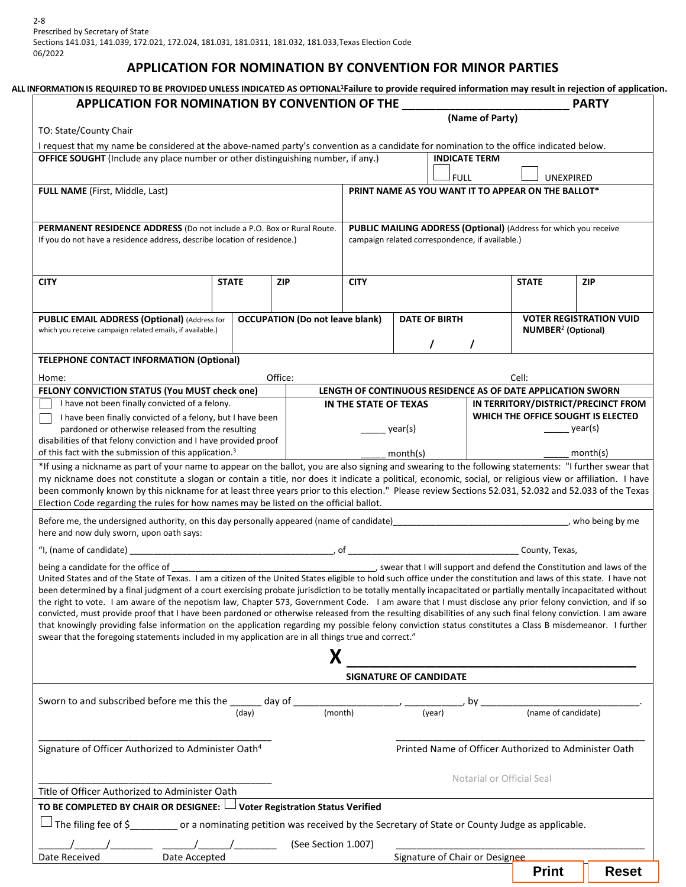2-8
Prescribed by Secretary of State
Sections 141.031, 141.039, 172.021, 172.024, 181.031, 181.0311, 181.032, 181.033,Texas Election Code
06/2022

# APPLICATION FOR NOMINATION BY CONVENTION FOR MINOR PARTIES

**ALL INFORMATION IS REQUIRED TO BE PROVIDED UNLESS INDICATED AS OPTIONAL[1] Failure to provide required information may result in rejection of application.**

## APPLICATION FOR NOMINATION BY CONVENTION OF THE _________________________ PARTY

**(Name of Party)**

TO: State/County Chair

I request that my name be considered at the above-named party's convention as a candidate for nomination to the office indicated below.

| **OFFICE SOUGHT** (Include any place number or other distinguishing number, if any.) | **INDICATE TERM** ☐ FULL ☐ UNEXPIRED |
|---|---|
| **FULL NAME** (First, Middle, Last) | **PRINT NAME AS YOU WANT IT TO APPEAR ON THE BALLOT*** |
| **PERMANENT RESIDENCE ADDRESS** (Do not include a P.O. Box or Rural Route. If you do not have a residence address, describe location of residence.) | **PUBLIC MAILING ADDRESS (Optional)** (Address for which you receive campaign related correspondence, if available.) |

| **CITY** | **STATE** | **ZIP** | **CITY** | **STATE** | **ZIP** |
|---|---|---|---|---|---|
| | | | | | |

| **PUBLIC EMAIL ADDRESS (Optional)** (Address for which you receive campaign related emails, if available.) | **OCCUPATION (Do not leave blank)** | **DATE OF BIRTH** | **VOTER REGISTRATION VUID NUMBER[2] (Optional)** |
|---|---|---|---|
| | | / / | |

**TELEPHONE CONTACT INFORMATION (Optional)**

Home: Office: Cell:

| **FELONY CONVICTION STATUS (You MUST check one)** | **LENGTH OF CONTINUOUS RESIDENCE AS OF DATE APPLICATION SWORN** | |
|---|---|---|
| | **IN THE STATE OF TEXAS** | **IN TERRITORY/DISTRICT/PRECINCT FROM WHICH THE OFFICE SOUGHT IS ELECTED** |
| ☐ I have not been finally convicted of a felony.<br>☐ I have been finally convicted of a felony, but I have been pardoned or otherwise released from the resulting disabilities of that felony conviction and I have provided proof of this fact with the submission of this application.[3] | _____ year(s)<br>_____ month(s) | _____ year(s)<br>_____ month(s) |

*If using a nickname as part of your name to appear on the ballot, you are also signing and swearing to the following statements: "I further swear that my nickname does not constitute a slogan or contain a title, nor does it indicate a political, economic, social, or religious view or affiliation. I have been commonly known by this nickname for at least three years prior to this election." Please review Sections 52.031, 52.032 and 52.033 of the Texas Election Code regarding the rules for how names may be listed on the official ballot.

Before me, the undersigned authority, on this day personally appeared (name of candidate)___________________________________, who being by me here and now duly sworn, upon oath says:

"I, (name of candidate) ________________________________________, of ___________________________________ County, Texas,

being a candidate for the office of ___________________________________________, swear that I will support and defend the Constitution and laws of the United States and of the State of Texas. I am a citizen of the United States eligible to hold such office under the constitution and laws of this state. I have not been determined by a final judgment of a court exercising probate jurisdiction to be totally mentally incapacitated or partially mentally incapacitated without the right to vote. I am aware of the nepotism law, Chapter 573, Government Code. I am aware that I must disclose any prior felony conviction, and if so convicted, must provide proof that I have been pardoned or otherwise released from the resulting disabilities of any such final felony conviction. I am aware that knowingly providing false information on the application regarding my possible felony conviction status constitutes a Class B misdemeanor. I further swear that the foregoing statements included in my application are in all things true and correct."

**X** ________________________________________

**SIGNATURE OF CANDIDATE**

Sworn to and subscribed before me this the ______ day of ___________________, __________, by ____________________________.
(day) (month) (year) (name of candidate)

_____________________________________________
Signature of Officer Authorized to Administer Oath[4]

_____________________________________________
Printed Name of Officer Authorized to Administer Oath

_____________________________________________
Title of Officer Authorized to Administer Oath

Notarial or Official Seal

**TO BE COMPLETED BY CHAIR OR DESIGNEE:** ☐ **Voter Registration Status Verified**

☐ The filing fee of $_________ or a nominating petition was received by the Secretary of State or County Judge as applicable.

______/______/________ ______/______/________ (See Section 1.007) ____________________________________________
Date Received Date Accepted Signature of Chair or Designee

Print Reset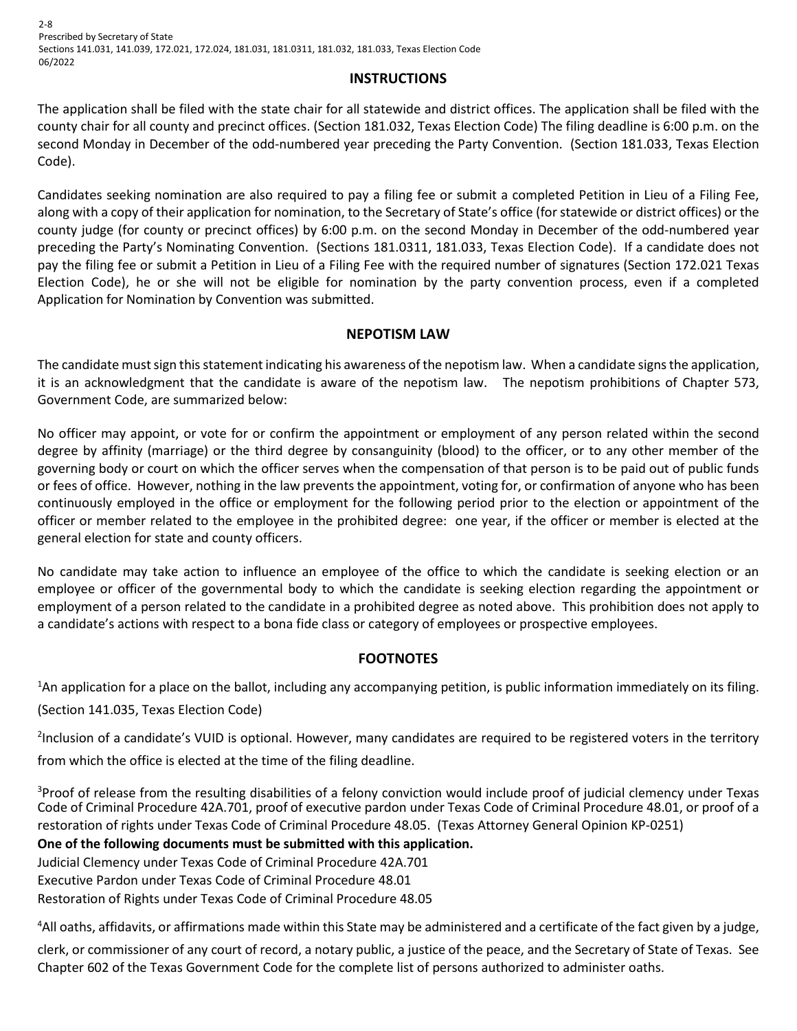2-8
Prescribed by Secretary of State
Sections 141.031, 141.039, 172.021, 172.024, 181.031, 181.0311, 181.032, 181.033, Texas Election Code
06/2022

## INSTRUCTIONS

The application shall be filed with the state chair for all statewide and district offices. The application shall be filed with the county chair for all county and precinct offices. (Section 181.032, Texas Election Code) The filing deadline is 6:00 p.m. on the second Monday in December of the odd-numbered year preceding the Party Convention. (Section 181.033, Texas Election Code).

Candidates seeking nomination are also required to pay a filing fee or submit a completed Petition in Lieu of a Filing Fee, along with a copy of their application for nomination, to the Secretary of State's office (for statewide or district offices) or the county judge (for county or precinct offices) by 6:00 p.m. on the second Monday in December of the odd-numbered year preceding the Party's Nominating Convention. (Sections 181.0311, 181.033, Texas Election Code). If a candidate does not pay the filing fee or submit a Petition in Lieu of a Filing Fee with the required number of signatures (Section 172.021 Texas Election Code), he or she will not be eligible for nomination by the party convention process, even if a completed Application for Nomination by Convention was submitted.

## NEPOTISM LAW

The candidate must sign this statement indicating his awareness of the nepotism law. When a candidate signs the application, it is an acknowledgment that the candidate is aware of the nepotism law. The nepotism prohibitions of Chapter 573, Government Code, are summarized below:

No officer may appoint, or vote for or confirm the appointment or employment of any person related within the second degree by affinity (marriage) or the third degree by consanguinity (blood) to the officer, or to any other member of the governing body or court on which the officer serves when the compensation of that person is to be paid out of public funds or fees of office. However, nothing in the law prevents the appointment, voting for, or confirmation of anyone who has been continuously employed in the office or employment for the following period prior to the election or appointment of the officer or member related to the employee in the prohibited degree: one year, if the officer or member is elected at the general election for state and county officers.

No candidate may take action to influence an employee of the office to which the candidate is seeking election or an employee or officer of the governmental body to which the candidate is seeking election regarding the appointment or employment of a person related to the candidate in a prohibited degree as noted above. This prohibition does not apply to a candidate's actions with respect to a bona fide class or category of employees or prospective employees.

## FOOTNOTES

[1]An application for a place on the ballot, including any accompanying petition, is public information immediately on its filing. (Section 141.035, Texas Election Code)

[2]Inclusion of a candidate's VUID is optional. However, many candidates are required to be registered voters in the territory from which the office is elected at the time of the filing deadline.

[3]Proof of release from the resulting disabilities of a felony conviction would include proof of judicial clemency under Texas Code of Criminal Procedure 42A.701, proof of executive pardon under Texas Code of Criminal Procedure 48.01, or proof of a restoration of rights under Texas Code of Criminal Procedure 48.05. (Texas Attorney General Opinion KP-0251)

**One of the following documents must be submitted with this application.**

Judicial Clemency under Texas Code of Criminal Procedure 42A.701
Executive Pardon under Texas Code of Criminal Procedure 48.01
Restoration of Rights under Texas Code of Criminal Procedure 48.05

[4]All oaths, affidavits, or affirmations made within this State may be administered and a certificate of the fact given by a judge, clerk, or commissioner of any court of record, a notary public, a justice of the peace, and the Secretary of State of Texas. See Chapter 602 of the Texas Government Code for the complete list of persons authorized to administer oaths.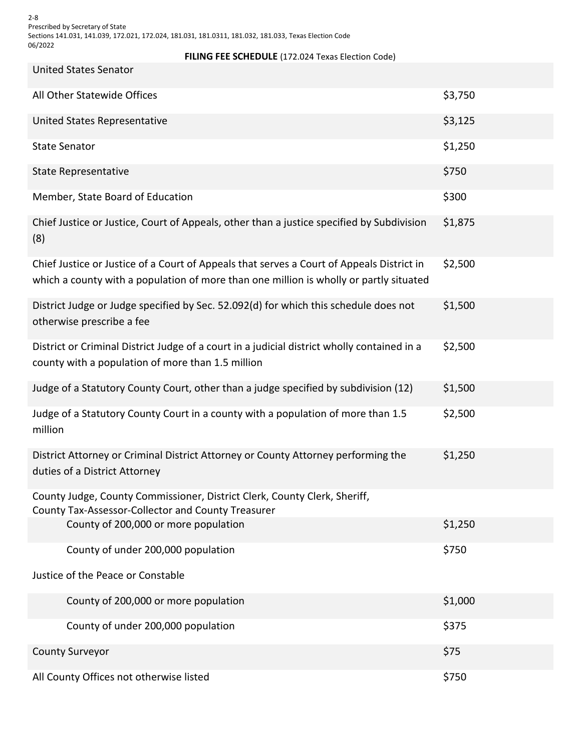2-8
Prescribed by Secretary of State
Sections 141.031, 141.039, 172.021, 172.024, 181.031, 181.0311, 181.032, 181.033, Texas Election Code
06/2022

**FILING FEE SCHEDULE** (172.024 Texas Election Code)

| Office | Fee |
|---|---|
| United States Senator | |
| All Other Statewide Offices | $3,750 |
| United States Representative | $3,125 |
| State Senator | $1,250 |
| State Representative | $750 |
| Member, State Board of Education | $300 |
| Chief Justice or Justice, Court of Appeals, other than a justice specified by Subdivision (8) | $1,875 |
| Chief Justice or Justice of a Court of Appeals that serves a Court of Appeals District in which a county with a population of more than one million is wholly or partly situated | $2,500 |
| District Judge or Judge specified by Sec. 52.092(d) for which this schedule does not otherwise prescribe a fee | $1,500 |
| District or Criminal District Judge of a court in a judicial district wholly contained in a county with a population of more than 1.5 million | $2,500 |
| Judge of a Statutory County Court, other than a judge specified by subdivision (12) | $1,500 |
| Judge of a Statutory County Court in a county with a population of more than 1.5 million | $2,500 |
| District Attorney or Criminal District Attorney or County Attorney performing the duties of a District Attorney | $1,250 |
| County Judge, County Commissioner, District Clerk, County Clerk, Sheriff, County Tax-Assessor-Collector and County Treasurer | |
| County of 200,000 or more population | $1,250 |
| County of under 200,000 population | $750 |
| Justice of the Peace or Constable | |
| County of 200,000 or more population | $1,000 |
| County of under 200,000 population | $375 |
| County Surveyor | $75 |
| All County Offices not otherwise listed | $750 |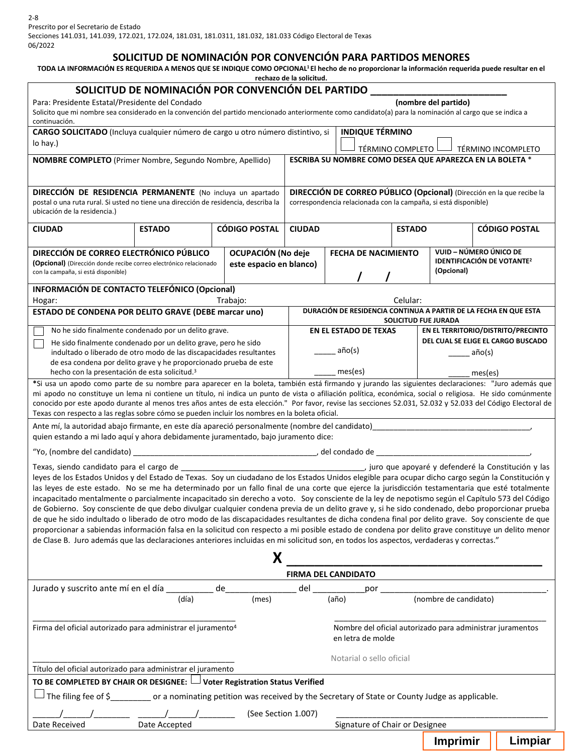2-8
Prescrito por el Secretario de Estado
Secciones 141.031, 141.039, 172.021, 172.024, 181.031, 181.0311, 181.032, 181.033 Código Electoral de Texas
06/2022

# SOLICITUD DE NOMINACIÓN POR CONVENCIÓN PARA PARTIDOS MENORES

**TODA LA INFORMACIÓN ES REQUERIDA A MENOS QUE SE INDIQUE COMO OPCIONAL[1] El hecho de no proporcionar la información requerida puede resultar en el rechazo de la solicitud.**

## SOLICITUD DE NOMINACIÓN POR CONVENCIÓN DEL PARTIDO ______________________

**(nombre del partido)**

Para: Presidente Estatal/Presidente del Condado

Solicito que mi nombre sea considerado en la convención del partido mencionado anteriormente como candidato(a) para la nominación al cargo que se indica a continuación.

| | |
|---|---|
| **CARGO SOLICITADO** (Incluya cualquier número de cargo u otro número distintivo, si lo hay.) | **INDIQUE TÉRMINO** ☐ TÉRMINO COMPLETO ☐ TÉRMINO INCOMPLETO |
| **NOMBRE COMPLETO** (Primer Nombre, Segundo Nombre, Apellido) | **ESCRIBA SU NOMBRE COMO DESEA QUE APAREZCA EN LA BOLETA** * |
| **DIRECCIÓN DE RESIDENCIA PERMANENTE** (No incluya un apartado postal o una ruta rural. Si usted no tiene una dirección de residencia, describa la ubicación de la residencia.) | **DIRECCIÓN DE CORREO PÚBLICO (Opcional)** (Dirección en la que recibe la correspondencia relacionada con la campaña, si está disponible) |

| CIUDAD | ESTADO | CÓDIGO POSTAL | CIUDAD | ESTADO | CÓDIGO POSTAL |
|---|---|---|---|---|---|
| | | | | | |

| **DIRECCIÓN DE CORREO ELECTRÓNICO PÚBLICO (Opcional)** (Dirección donde recibe correo electrónico relacionado con la campaña, si está disponible) | **OCUPACIÓN (No deje este espacio en blanco)** | **FECHA DE NACIMIENTO** / / | **VUID – NÚMERO ÚNICO DE IDENTIFICACIÓN DE VOTANTE[2] (Opcional)** |
|---|---|---|---|

**INFORMACIÓN DE CONTACTO TELEFÓNICO (Opcional)**

Hogar: Trabajo: Celular:

| **ESTADO DE CONDENA POR DELITO GRAVE (DEBE marcar uno)** | **DURACIÓN DE RESIDENCIA CONTINUA A PARTIR DE LA FECHA EN QUE ESTA SOLICITUD FUE JURADA** | |
|---|---|---|
| | **EN EL ESTADO DE TEXAS** | **EN EL TERRITORIO/DISTRITO/PRECINTO DEL CUAL SE ELIGE EL CARGO BUSCADO** |
| ☐ No he sido finalmente condenado por un delito grave. ☐ He sido finalmente condenado por un delito grave, pero he sido indultado o liberado de otro modo de las discapacidades resultantes de esa condena por delito grave y he proporcionado prueba de este hecho con la presentación de esta solicitud.[3] | _____ año(s) _____ mes(es) | _____ año(s) _____ mes(es) |

*Si usa un apodo como parte de su nombre para aparecer en la boleta, también está firmando y jurando las siguientes declaraciones: "Juro además que mi apodo no constituye un lema ni contiene un título, ni indica un punto de vista o afiliación política, económica, social o religiosa. He sido comúnmente conocido por este apodo durante al menos tres años antes de esta elección." Por favor, revise las secciones 52.031, 52.032 y 52.033 del Código Electoral de Texas con respecto a las reglas sobre cómo se pueden incluir los nombres en la boleta oficial.

Ante mí, la autoridad abajo firmante, en este día apareció personalmente (nombre del candidato)____________________________________, quien estando a mi lado aquí y ahora debidamente juramentado, bajo juramento dice:

"Yo, (nombre del candidato) ________________________________________, del condado de ____________________________________, Texas, siendo candidato para el cargo de ____________________________________________, juro que apoyaré y defenderé la Constitución y las leyes de los Estados Unidos y del Estado de Texas. Soy un ciudadano de los Estados Unidos elegible para ocupar dicho cargo según la Constitución y las leyes de este estado. No se me ha determinado por un fallo final de una corte que ejerce la jurisdicción testamentaria que esté totalmente incapacitado mentalmente o parcialmente incapacitado sin derecho a voto. Soy consciente de la ley de nepotismo según el Capítulo 573 del Código de Gobierno. Soy consciente de que debo divulgar cualquier condena previa de un delito grave y, si he sido condenado, debo proporcionar prueba de que he sido indultado o liberado de otro modo de las discapacidades resultantes de dicha condena final por delito grave. Soy consciente de que proporcionar a sabiendas información falsa en la solicitud con respecto a mi posible estado de condena por delito grave constituye un delito menor de Clase B. Juro además que las declaraciones anteriores incluidas en mi solicitud son, en todos los aspectos, verdaderas y correctas."

X ____________________________________________
**FIRMA DEL CANDIDATO**

Jurado y suscrito ante mí en el día __________ (día) de _______________ (mes) del ___________ (año) por ___________________________________ (nombre de candidato).

______________________________________________
Firma del oficial autorizado para administrar el juramento[4]

______________________________________________
Nombre del oficial autorizado para administrar juramentos en letra de molde

Notarial o sello oficial

______________________________________________
Título del oficial autorizado para administrar el juramento

**TO BE COMPLETED BY CHAIR OR DESIGNEE:** ☐ **Voter Registration Status Verified**

☐ The filing fee of $_________ or a nominating petition was received by the Secretary of State or County Judge as applicable.

\_\_\_\_\_\_/\_\_\_\_\_\_/\_\_\_\_\_\_\_\_ Date Received    \_\_\_\_\_\_/\_\_\_\_\_\_/\_\_\_\_\_\_\_\_ Date Accepted    (See Section 1.007)    ______________________________________________ Signature of Chair or Designee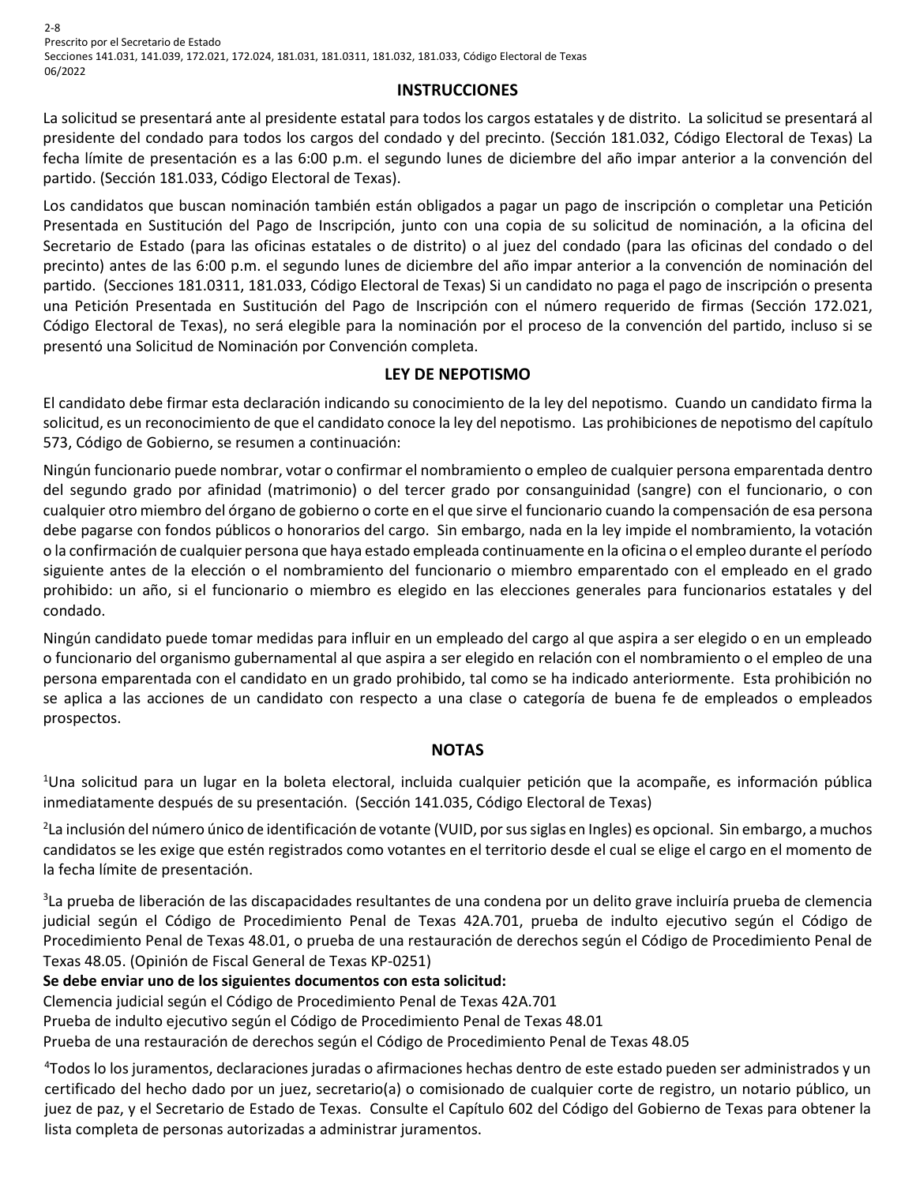2-8
Prescrito por el Secretario de Estado
Secciones 141.031, 141.039, 172.021, 172.024, 181.031, 181.0311, 181.032, 181.033, Código Electoral de Texas
06/2022

## INSTRUCCIONES

La solicitud se presentará ante al presidente estatal para todos los cargos estatales y de distrito. La solicitud se presentará al presidente del condado para todos los cargos del condado y del precinto. (Sección 181.032, Código Electoral de Texas) La fecha límite de presentación es a las 6:00 p.m. el segundo lunes de diciembre del año impar anterior a la convención del partido. (Sección 181.033, Código Electoral de Texas).

Los candidatos que buscan nominación también están obligados a pagar un pago de inscripción o completar una Petición Presentada en Sustitución del Pago de Inscripción, junto con una copia de su solicitud de nominación, a la oficina del Secretario de Estado (para las oficinas estatales o de distrito) o al juez del condado (para las oficinas del condado o del precinto) antes de las 6:00 p.m. el segundo lunes de diciembre del año impar anterior a la convención de nominación del partido. (Secciones 181.0311, 181.033, Código Electoral de Texas) Si un candidato no paga el pago de inscripción o presenta una Petición Presentada en Sustitución del Pago de Inscripción con el número requerido de firmas (Sección 172.021, Código Electoral de Texas), no será elegible para la nominación por el proceso de la convención del partido, incluso si se presentó una Solicitud de Nominación por Convención completa.

## LEY DE NEPOTISMO

El candidato debe firmar esta declaración indicando su conocimiento de la ley del nepotismo. Cuando un candidato firma la solicitud, es un reconocimiento de que el candidato conoce la ley del nepotismo. Las prohibiciones de nepotismo del capítulo 573, Código de Gobierno, se resumen a continuación:

Ningún funcionario puede nombrar, votar o confirmar el nombramiento o empleo de cualquier persona emparentada dentro del segundo grado por afinidad (matrimonio) o del tercer grado por consanguinidad (sangre) con el funcionario, o con cualquier otro miembro del órgano de gobierno o corte en el que sirve el funcionario cuando la compensación de esa persona debe pagarse con fondos públicos o honorarios del cargo. Sin embargo, nada en la ley impide el nombramiento, la votación o la confirmación de cualquier persona que haya estado empleada continuamente en la oficina o el empleo durante el período siguiente antes de la elección o el nombramiento del funcionario o miembro emparentado con el empleado en el grado prohibido: un año, si el funcionario o miembro es elegido en las elecciones generales para funcionarios estatales y del condado.

Ningún candidato puede tomar medidas para influir en un empleado del cargo al que aspira a ser elegido o en un empleado o funcionario del organismo gubernamental al que aspira a ser elegido en relación con el nombramiento o el empleo de una persona emparentada con el candidato en un grado prohibido, tal como se ha indicado anteriormente. Esta prohibición no se aplica a las acciones de un candidato con respecto a una clase o categoría de buena fe de empleados o empleados prospectos.

## NOTAS

[1]Una solicitud para un lugar en la boleta electoral, incluida cualquier petición que la acompañe, es información pública inmediatamente después de su presentación. (Sección 141.035, Código Electoral de Texas)

[2]La inclusión del número único de identificación de votante (VUID, por sus siglas en Ingles) es opcional. Sin embargo, a muchos candidatos se les exige que estén registrados como votantes en el territorio desde el cual se elige el cargo en el momento de la fecha límite de presentación.

[3]La prueba de liberación de las discapacidades resultantes de una condena por un delito grave incluiría prueba de clemencia judicial según el Código de Procedimiento Penal de Texas 42A.701, prueba de indulto ejecutivo según el Código de Procedimiento Penal de Texas 48.01, o prueba de una restauración de derechos según el Código de Procedimiento Penal de Texas 48.05. (Opinión de Fiscal General de Texas KP-0251)

**Se debe enviar uno de los siguientes documentos con esta solicitud:**
Clemencia judicial según el Código de Procedimiento Penal de Texas 42A.701
Prueba de indulto ejecutivo según el Código de Procedimiento Penal de Texas 48.01
Prueba de una restauración de derechos según el Código de Procedimiento Penal de Texas 48.05

[4]Todos lo los juramentos, declaraciones juradas o afirmaciones hechas dentro de este estado pueden ser administrados y un certificado del hecho dado por un juez, secretario(a) o comisionado de cualquier corte de registro, un notario público, un juez de paz, y el Secretario de Estado de Texas. Consulte el Capítulo 602 del Código del Gobierno de Texas para obtener la lista completa de personas autorizadas a administrar juramentos.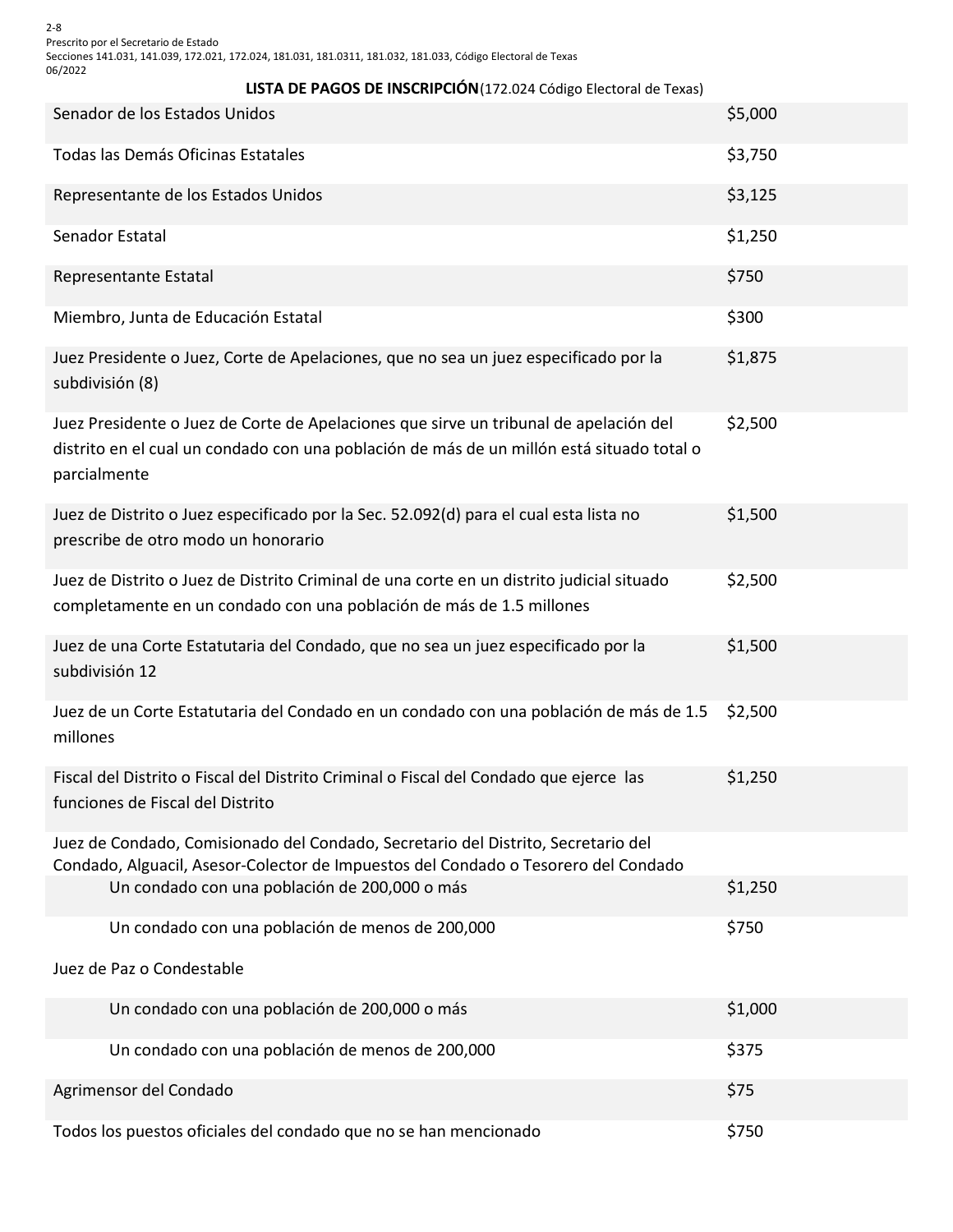2-8
Prescrito por el Secretario de Estado
Secciones 141.031, 141.039, 172.021, 172.024, 181.031, 181.0311, 181.032, 181.033, Código Electoral de Texas
06/2022

**LISTA DE PAGOS DE INSCRIPCIÓN**(172.024 Código Electoral de Texas)

| | |
|---|---|
| Senador de los Estados Unidos | $5,000 |
| Todas las Demás Oficinas Estatales | $3,750 |
| Representante de los Estados Unidos | $3,125 |
| Senador Estatal | $1,250 |
| Representante Estatal | $750 |
| Miembro, Junta de Educación Estatal | $300 |
| Juez Presidente o Juez, Corte de Apelaciones, que no sea un juez especificado por la subdivisión (8) | $1,875 |
| Juez Presidente o Juez de Corte de Apelaciones que sirve un tribunal de apelación del distrito en el cual un condado con una población de más de un millón está situado total o parcialmente | $2,500 |
| Juez de Distrito o Juez especificado por la Sec. 52.092(d) para el cual esta lista no prescribe de otro modo un honorario | $1,500 |
| Juez de Distrito o Juez de Distrito Criminal de una corte en un distrito judicial situado completamente en un condado con una población de más de 1.5 millones | $2,500 |
| Juez de una Corte Estatutaria del Condado, que no sea un juez especificado por la subdivisión 12 | $1,500 |
| Juez de un Corte Estatutaria del Condado en un condado con una población de más de 1.5 millones | $2,500 |
| Fiscal del Distrito o Fiscal del Distrito Criminal o Fiscal del Condado que ejerce las funciones de Fiscal del Distrito | $1,250 |
| Juez de Condado, Comisionado del Condado, Secretario del Distrito, Secretario del Condado, Alguacil, Asesor-Colector de Impuestos del Condado o Tesorero del Condado | |
| Un condado con una población de 200,000 o más | $1,250 |
| Un condado con una población de menos de 200,000 | $750 |
| Juez de Paz o Condestable | |
| Un condado con una población de 200,000 o más | $1,000 |
| Un condado con una población de menos de 200,000 | $375 |
| Agrimensor del Condado | $75 |
| Todos los puestos oficiales del condado que no se han mencionado | $750 |